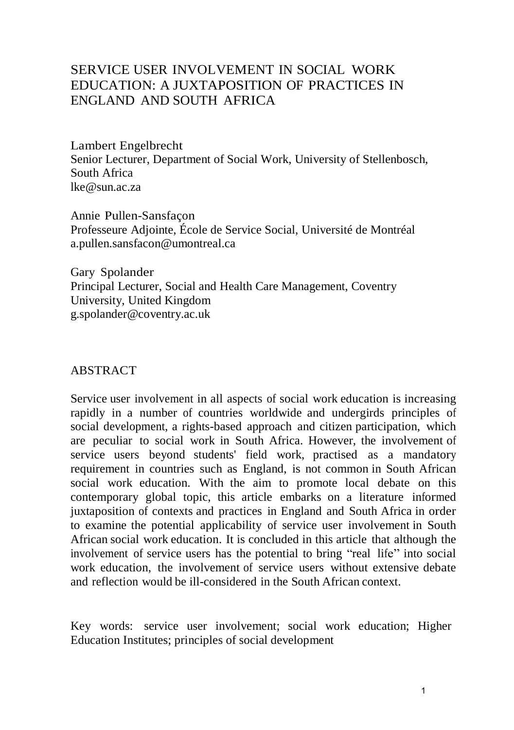# SERVICE USER INVOLVEMENT IN SOCIAL WORK EDUCATION: A JUXTAPOSITION OF PRACTICES IN ENGLAND AND SOUTH AFRICA

Lambert Engelbrecht
Senior Lecturer, Department of Social Work, University of Stellenbosch, South Africa
lke@sun.ac.za

Annie Pullen-Sansfaçon
Professeure Adjointe, École de Service Social, Université de Montréal
a.pullen.sansfacon@umontreal.ca

Gary Spolander
Principal Lecturer, Social and Health Care Management, Coventry University, United Kingdom
g.spolander@coventry.ac.uk

## ABSTRACT

Service user involvement in all aspects of social work education is increasing rapidly in a number of countries worldwide and undergirds principles of social development, a rights-based approach and citizen participation, which are peculiar to social work in South Africa. However, the involvement of service users beyond students' field work, practised as a mandatory requirement in countries such as England, is not common in South African social work education. With the aim to promote local debate on this contemporary global topic, this article embarks on a literature informed juxtaposition of contexts and practices in England and South Africa in order to examine the potential applicability of service user involvement in South African social work education. It is concluded in this article that although the involvement of service users has the potential to bring "real life" into social work education, the involvement of service users without extensive debate and reflection would be ill-considered in the South African context.

Key words: service user involvement; social work education; Higher Education Institutes; principles of social development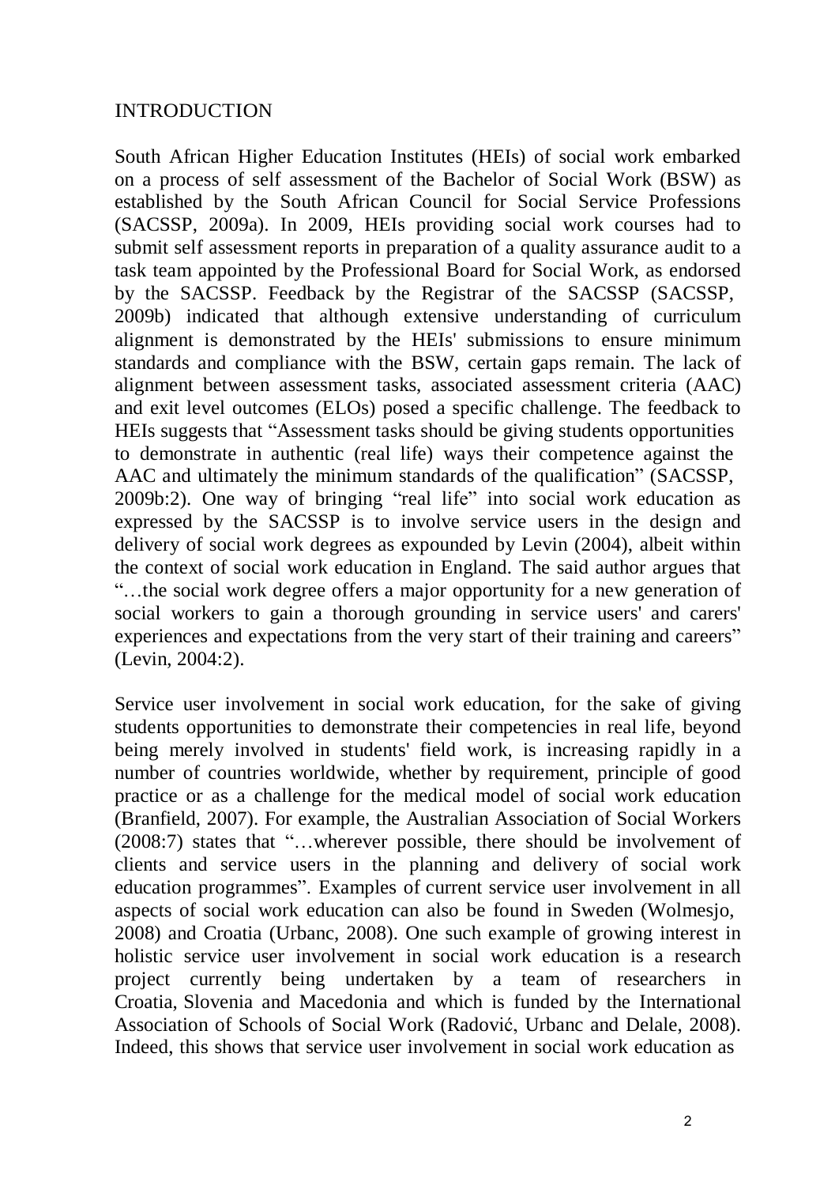## INTRODUCTION

South African Higher Education Institutes (HEIs) of social work embarked on a process of self assessment of the Bachelor of Social Work (BSW) as established by the South African Council for Social Service Professions (SACSSP, 2009a). In 2009, HEIs providing social work courses had to submit self assessment reports in preparation of a quality assurance audit to a task team appointed by the Professional Board for Social Work, as endorsed by the SACSSP. Feedback by the Registrar of the SACSSP (SACSSP, 2009b) indicated that although extensive understanding of curriculum alignment is demonstrated by the HEIs' submissions to ensure minimum standards and compliance with the BSW, certain gaps remain. The lack of alignment between assessment tasks, associated assessment criteria (AAC) and exit level outcomes (ELOs) posed a specific challenge. The feedback to HEIs suggests that "Assessment tasks should be giving students opportunities to demonstrate in authentic (real life) ways their competence against the AAC and ultimately the minimum standards of the qualification" (SACSSP, 2009b:2). One way of bringing "real life" into social work education as expressed by the SACSSP is to involve service users in the design and delivery of social work degrees as expounded by Levin (2004), albeit within the context of social work education in England. The said author argues that "…the social work degree offers a major opportunity for a new generation of social workers to gain a thorough grounding in service users' and carers' experiences and expectations from the very start of their training and careers" (Levin, 2004:2).

Service user involvement in social work education, for the sake of giving students opportunities to demonstrate their competencies in real life, beyond being merely involved in students' field work, is increasing rapidly in a number of countries worldwide, whether by requirement, principle of good practice or as a challenge for the medical model of social work education (Branfield, 2007). For example, the Australian Association of Social Workers (2008:7) states that "…wherever possible, there should be involvement of clients and service users in the planning and delivery of social work education programmes". Examples of current service user involvement in all aspects of social work education can also be found in Sweden (Wolmesjo, 2008) and Croatia (Urbanc, 2008). One such example of growing interest in holistic service user involvement in social work education is a research project currently being undertaken by a team of researchers in Croatia, Slovenia and Macedonia and which is funded by the International Association of Schools of Social Work (Radović, Urbanc and Delale, 2008). Indeed, this shows that service user involvement in social work education as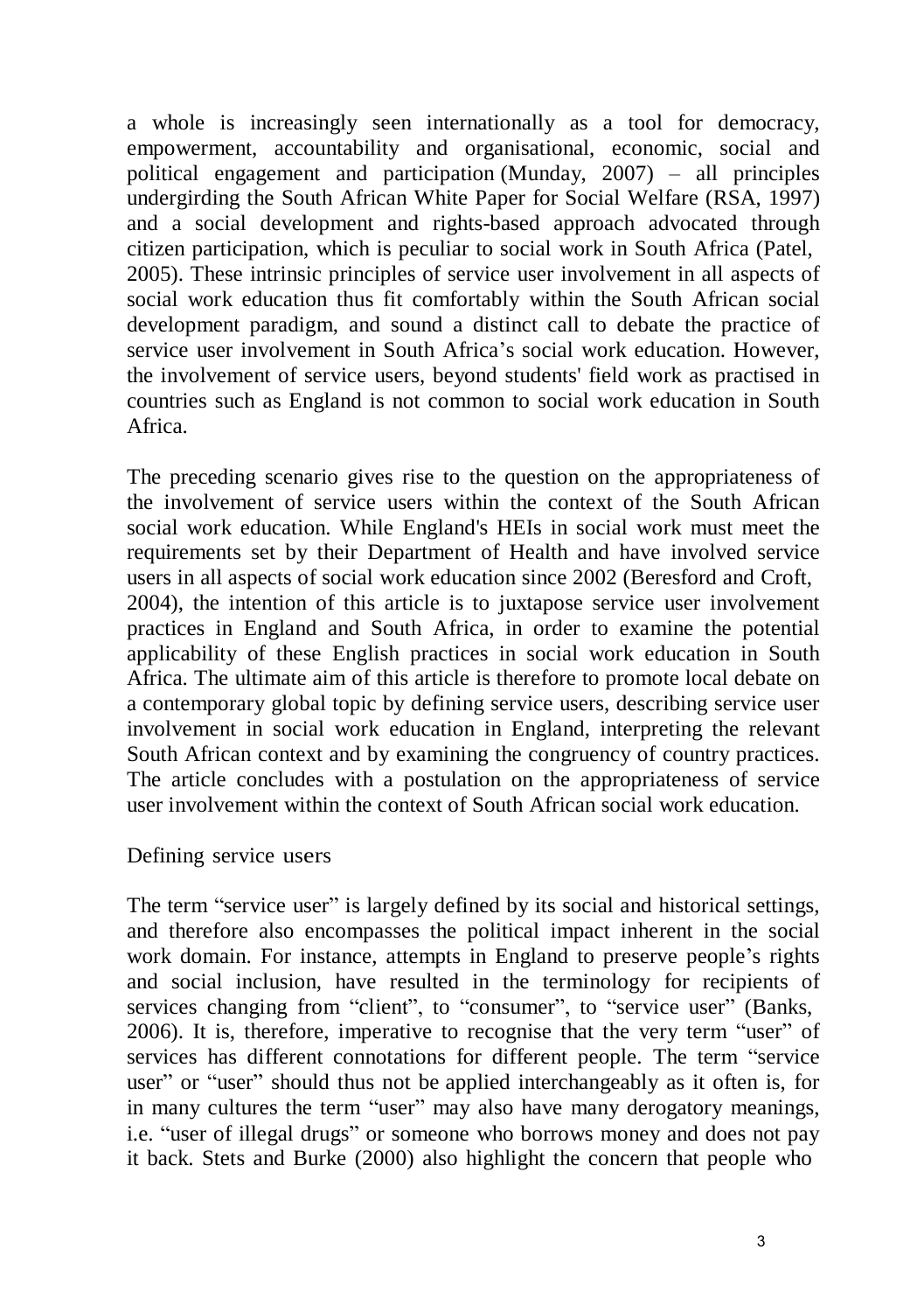a whole is increasingly seen internationally as a tool for democracy, empowerment, accountability and organisational, economic, social and political engagement and participation (Munday, 2007) – all principles undergirding the South African White Paper for Social Welfare (RSA, 1997) and a social development and rights-based approach advocated through citizen participation, which is peculiar to social work in South Africa (Patel, 2005). These intrinsic principles of service user involvement in all aspects of social work education thus fit comfortably within the South African social development paradigm, and sound a distinct call to debate the practice of service user involvement in South Africa's social work education. However, the involvement of service users, beyond students' field work as practised in countries such as England is not common to social work education in South Africa.

The preceding scenario gives rise to the question on the appropriateness of the involvement of service users within the context of the South African social work education. While England's HEIs in social work must meet the requirements set by their Department of Health and have involved service users in all aspects of social work education since 2002 (Beresford and Croft, 2004), the intention of this article is to juxtapose service user involvement practices in England and South Africa, in order to examine the potential applicability of these English practices in social work education in South Africa. The ultimate aim of this article is therefore to promote local debate on a contemporary global topic by defining service users, describing service user involvement in social work education in England, interpreting the relevant South African context and by examining the congruency of country practices. The article concludes with a postulation on the appropriateness of service user involvement within the context of South African social work education.

## Defining service users

The term "service user" is largely defined by its social and historical settings, and therefore also encompasses the political impact inherent in the social work domain. For instance, attempts in England to preserve people's rights and social inclusion, have resulted in the terminology for recipients of services changing from "client", to "consumer", to "service user" (Banks, 2006). It is, therefore, imperative to recognise that the very term "user" of services has different connotations for different people. The term "service user" or "user" should thus not be applied interchangeably as it often is, for in many cultures the term "user" may also have many derogatory meanings, i.e. "user of illegal drugs" or someone who borrows money and does not pay it back. Stets and Burke (2000) also highlight the concern that people who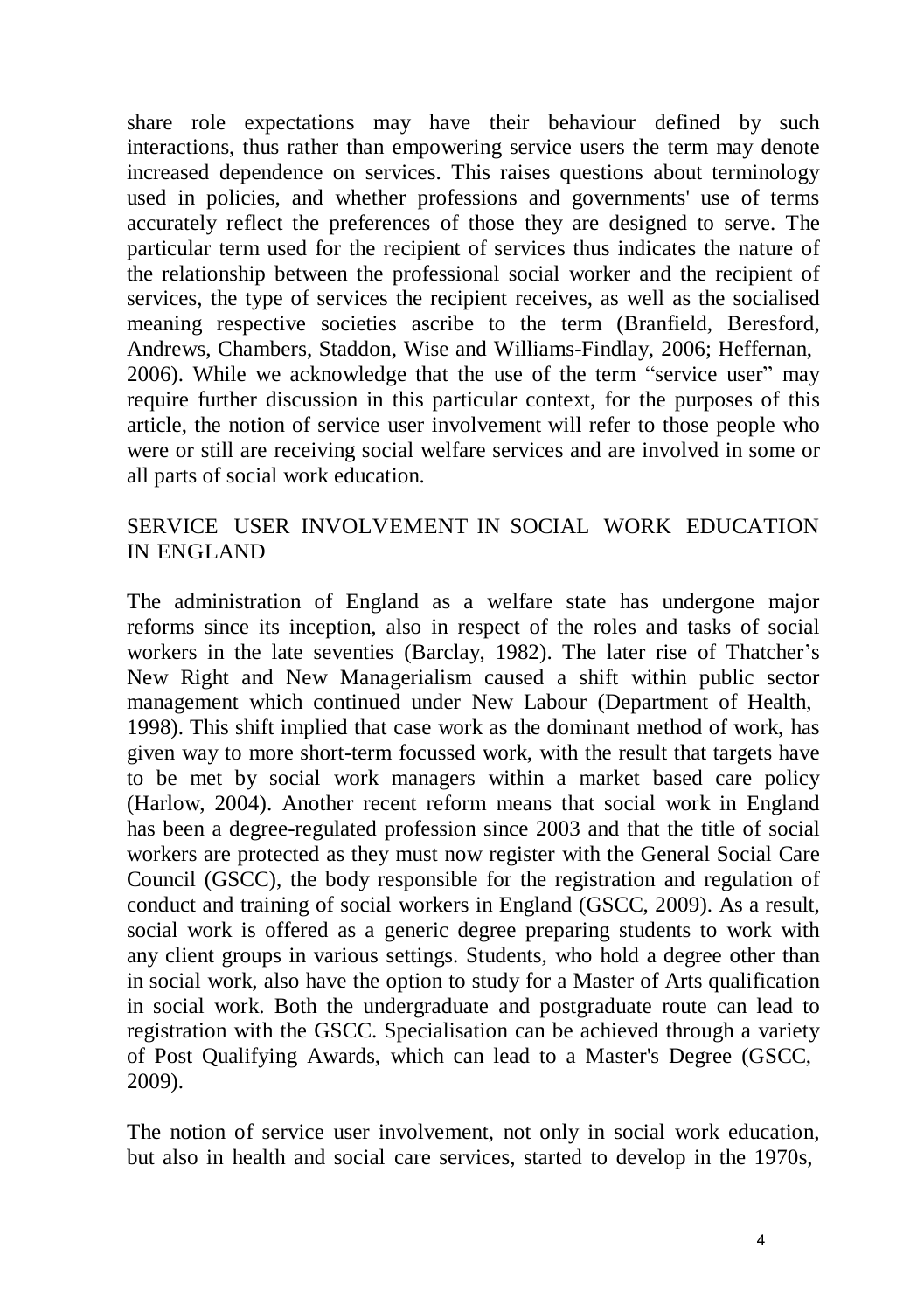share role expectations may have their behaviour defined by such interactions, thus rather than empowering service users the term may denote increased dependence on services. This raises questions about terminology used in policies, and whether professions and governments' use of terms accurately reflect the preferences of those they are designed to serve. The particular term used for the recipient of services thus indicates the nature of the relationship between the professional social worker and the recipient of services, the type of services the recipient receives, as well as the socialised meaning respective societies ascribe to the term (Branfield, Beresford, Andrews, Chambers, Staddon, Wise and Williams-Findlay, 2006; Heffernan, 2006). While we acknowledge that the use of the term "service user" may require further discussion in this particular context, for the purposes of this article, the notion of service user involvement will refer to those people who were or still are receiving social welfare services and are involved in some or all parts of social work education.

## SERVICE USER INVOLVEMENT IN SOCIAL WORK EDUCATION IN ENGLAND

The administration of England as a welfare state has undergone major reforms since its inception, also in respect of the roles and tasks of social workers in the late seventies (Barclay, 1982). The later rise of Thatcher's New Right and New Managerialism caused a shift within public sector management which continued under New Labour (Department of Health, 1998). This shift implied that case work as the dominant method of work, has given way to more short-term focussed work, with the result that targets have to be met by social work managers within a market based care policy (Harlow, 2004). Another recent reform means that social work in England has been a degree-regulated profession since 2003 and that the title of social workers are protected as they must now register with the General Social Care Council (GSCC), the body responsible for the registration and regulation of conduct and training of social workers in England (GSCC, 2009). As a result, social work is offered as a generic degree preparing students to work with any client groups in various settings. Students, who hold a degree other than in social work, also have the option to study for a Master of Arts qualification in social work. Both the undergraduate and postgraduate route can lead to registration with the GSCC. Specialisation can be achieved through a variety of Post Qualifying Awards, which can lead to a Master's Degree (GSCC, 2009).

The notion of service user involvement, not only in social work education, but also in health and social care services, started to develop in the 1970s,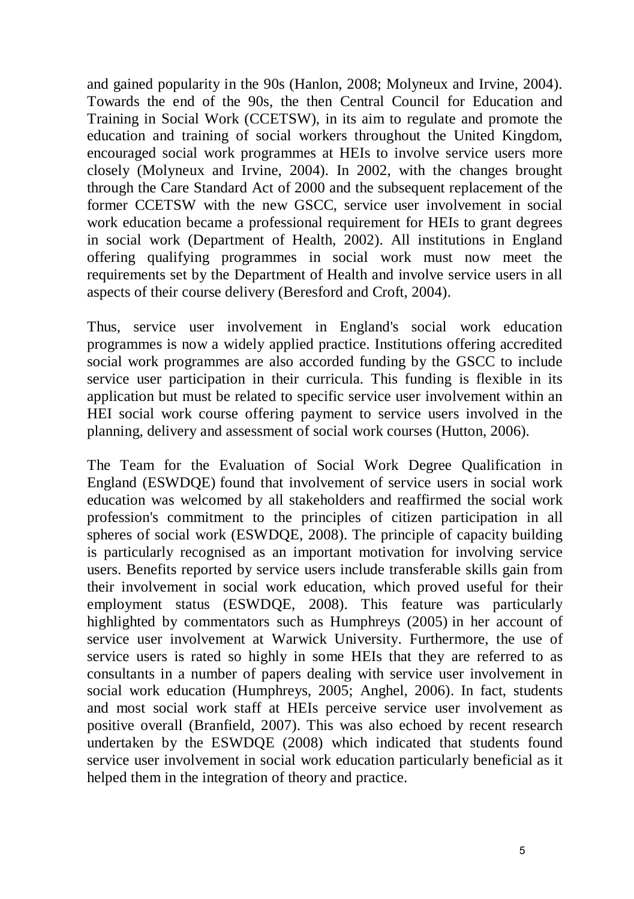and gained popularity in the 90s (Hanlon, 2008; Molyneux and Irvine, 2004). Towards the end of the 90s, the then Central Council for Education and Training in Social Work (CCETSW), in its aim to regulate and promote the education and training of social workers throughout the United Kingdom, encouraged social work programmes at HEIs to involve service users more closely (Molyneux and Irvine, 2004). In 2002, with the changes brought through the Care Standard Act of 2000 and the subsequent replacement of the former CCETSW with the new GSCC, service user involvement in social work education became a professional requirement for HEIs to grant degrees in social work (Department of Health, 2002). All institutions in England offering qualifying programmes in social work must now meet the requirements set by the Department of Health and involve service users in all aspects of their course delivery (Beresford and Croft, 2004).

Thus, service user involvement in England's social work education programmes is now a widely applied practice. Institutions offering accredited social work programmes are also accorded funding by the GSCC to include service user participation in their curricula. This funding is flexible in its application but must be related to specific service user involvement within an HEI social work course offering payment to service users involved in the planning, delivery and assessment of social work courses (Hutton, 2006).

The Team for the Evaluation of Social Work Degree Qualification in England (ESWDQE) found that involvement of service users in social work education was welcomed by all stakeholders and reaffirmed the social work profession's commitment to the principles of citizen participation in all spheres of social work (ESWDQE, 2008). The principle of capacity building is particularly recognised as an important motivation for involving service users. Benefits reported by service users include transferable skills gain from their involvement in social work education, which proved useful for their employment status (ESWDQE, 2008). This feature was particularly highlighted by commentators such as Humphreys (2005) in her account of service user involvement at Warwick University. Furthermore, the use of service users is rated so highly in some HEIs that they are referred to as consultants in a number of papers dealing with service user involvement in social work education (Humphreys, 2005; Anghel, 2006). In fact, students and most social work staff at HEIs perceive service user involvement as positive overall (Branfield, 2007). This was also echoed by recent research undertaken by the ESWDQE (2008) which indicated that students found service user involvement in social work education particularly beneficial as it helped them in the integration of theory and practice.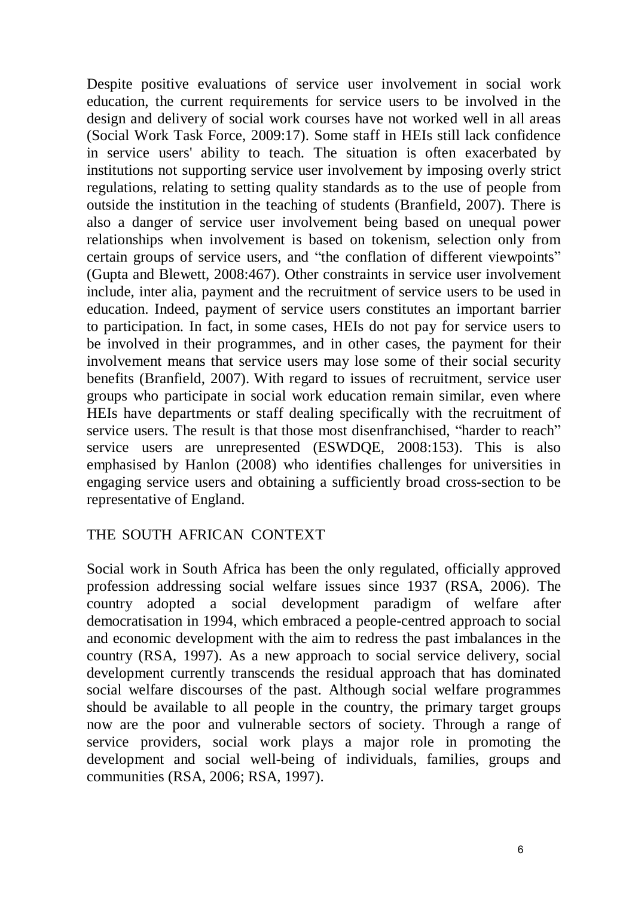Despite positive evaluations of service user involvement in social work education, the current requirements for service users to be involved in the design and delivery of social work courses have not worked well in all areas (Social Work Task Force, 2009:17). Some staff in HEIs still lack confidence in service users' ability to teach. The situation is often exacerbated by institutions not supporting service user involvement by imposing overly strict regulations, relating to setting quality standards as to the use of people from outside the institution in the teaching of students (Branfield, 2007). There is also a danger of service user involvement being based on unequal power relationships when involvement is based on tokenism, selection only from certain groups of service users, and "the conflation of different viewpoints" (Gupta and Blewett, 2008:467). Other constraints in service user involvement include, inter alia, payment and the recruitment of service users to be used in education. Indeed, payment of service users constitutes an important barrier to participation. In fact, in some cases, HEIs do not pay for service users to be involved in their programmes, and in other cases, the payment for their involvement means that service users may lose some of their social security benefits (Branfield, 2007). With regard to issues of recruitment, service user groups who participate in social work education remain similar, even where HEIs have departments or staff dealing specifically with the recruitment of service users. The result is that those most disenfranchised, "harder to reach" service users are unrepresented (ESWDQE, 2008:153). This is also emphasised by Hanlon (2008) who identifies challenges for universities in engaging service users and obtaining a sufficiently broad cross-section to be representative of England.

## THE SOUTH AFRICAN CONTEXT

Social work in South Africa has been the only regulated, officially approved profession addressing social welfare issues since 1937 (RSA, 2006). The country adopted a social development paradigm of welfare after democratisation in 1994, which embraced a people-centred approach to social and economic development with the aim to redress the past imbalances in the country (RSA, 1997). As a new approach to social service delivery, social development currently transcends the residual approach that has dominated social welfare discourses of the past. Although social welfare programmes should be available to all people in the country, the primary target groups now are the poor and vulnerable sectors of society. Through a range of service providers, social work plays a major role in promoting the development and social well-being of individuals, families, groups and communities (RSA, 2006; RSA, 1997).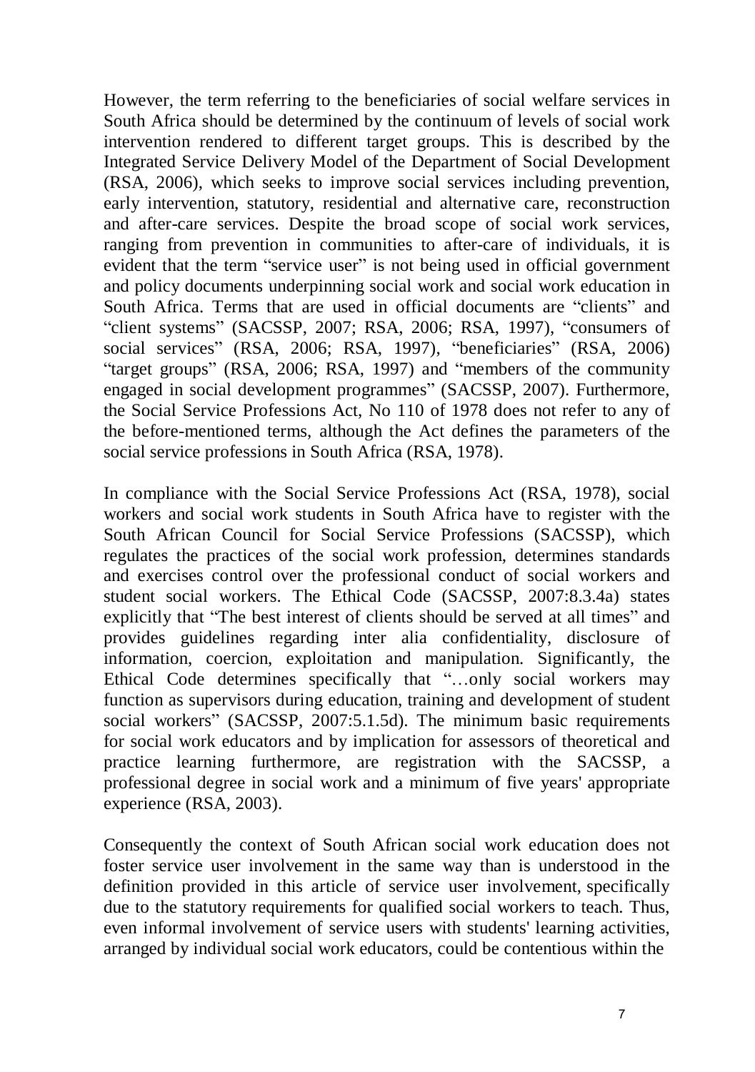However, the term referring to the beneficiaries of social welfare services in South Africa should be determined by the continuum of levels of social work intervention rendered to different target groups. This is described by the Integrated Service Delivery Model of the Department of Social Development (RSA, 2006), which seeks to improve social services including prevention, early intervention, statutory, residential and alternative care, reconstruction and after-care services. Despite the broad scope of social work services, ranging from prevention in communities to after-care of individuals, it is evident that the term "service user" is not being used in official government and policy documents underpinning social work and social work education in South Africa. Terms that are used in official documents are "clients" and "client systems" (SACSSP, 2007; RSA, 2006; RSA, 1997), "consumers of social services" (RSA, 2006; RSA, 1997), "beneficiaries" (RSA, 2006) "target groups" (RSA, 2006; RSA, 1997) and "members of the community engaged in social development programmes" (SACSSP, 2007). Furthermore, the Social Service Professions Act, No 110 of 1978 does not refer to any of the before-mentioned terms, although the Act defines the parameters of the social service professions in South Africa (RSA, 1978).

In compliance with the Social Service Professions Act (RSA, 1978), social workers and social work students in South Africa have to register with the South African Council for Social Service Professions (SACSSP), which regulates the practices of the social work profession, determines standards and exercises control over the professional conduct of social workers and student social workers. The Ethical Code (SACSSP, 2007:8.3.4a) states explicitly that "The best interest of clients should be served at all times" and provides guidelines regarding inter alia confidentiality, disclosure of information, coercion, exploitation and manipulation. Significantly, the Ethical Code determines specifically that "…only social workers may function as supervisors during education, training and development of student social workers" (SACSSP, 2007:5.1.5d). The minimum basic requirements for social work educators and by implication for assessors of theoretical and practice learning furthermore, are registration with the SACSSP, a professional degree in social work and a minimum of five years' appropriate experience (RSA, 2003).

Consequently the context of South African social work education does not foster service user involvement in the same way than is understood in the definition provided in this article of service user involvement, specifically due to the statutory requirements for qualified social workers to teach. Thus, even informal involvement of service users with students' learning activities, arranged by individual social work educators, could be contentious within the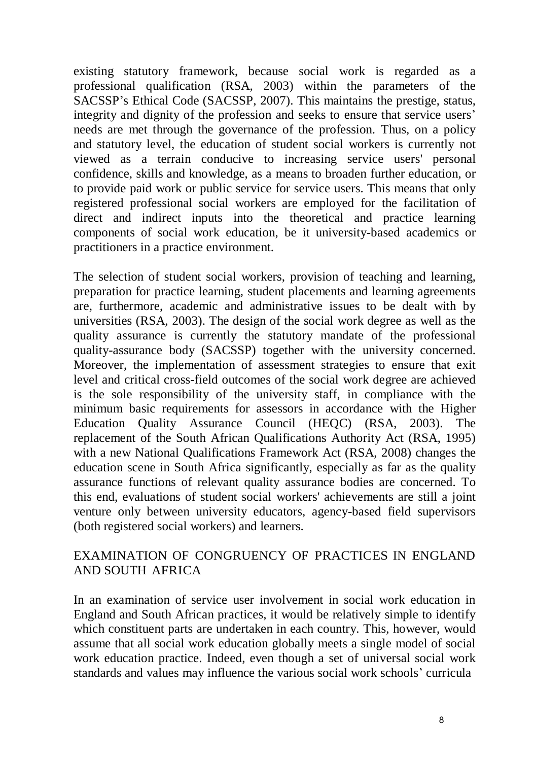existing statutory framework, because social work is regarded as a professional qualification (RSA, 2003) within the parameters of the SACSSP's Ethical Code (SACSSP, 2007). This maintains the prestige, status, integrity and dignity of the profession and seeks to ensure that service users' needs are met through the governance of the profession. Thus, on a policy and statutory level, the education of student social workers is currently not viewed as a terrain conducive to increasing service users' personal confidence, skills and knowledge, as a means to broaden further education, or to provide paid work or public service for service users. This means that only registered professional social workers are employed for the facilitation of direct and indirect inputs into the theoretical and practice learning components of social work education, be it university-based academics or practitioners in a practice environment.

The selection of student social workers, provision of teaching and learning, preparation for practice learning, student placements and learning agreements are, furthermore, academic and administrative issues to be dealt with by universities (RSA, 2003). The design of the social work degree as well as the quality assurance is currently the statutory mandate of the professional quality-assurance body (SACSSP) together with the university concerned. Moreover, the implementation of assessment strategies to ensure that exit level and critical cross-field outcomes of the social work degree are achieved is the sole responsibility of the university staff, in compliance with the minimum basic requirements for assessors in accordance with the Higher Education Quality Assurance Council (HEQC) (RSA, 2003). The replacement of the South African Qualifications Authority Act (RSA, 1995) with a new National Qualifications Framework Act (RSA, 2008) changes the education scene in South Africa significantly, especially as far as the quality assurance functions of relevant quality assurance bodies are concerned. To this end, evaluations of student social workers' achievements are still a joint venture only between university educators, agency-based field supervisors (both registered social workers) and learners.

## EXAMINATION OF CONGRUENCY OF PRACTICES IN ENGLAND AND SOUTH AFRICA

In an examination of service user involvement in social work education in England and South African practices, it would be relatively simple to identify which constituent parts are undertaken in each country. This, however, would assume that all social work education globally meets a single model of social work education practice. Indeed, even though a set of universal social work standards and values may influence the various social work schools' curricula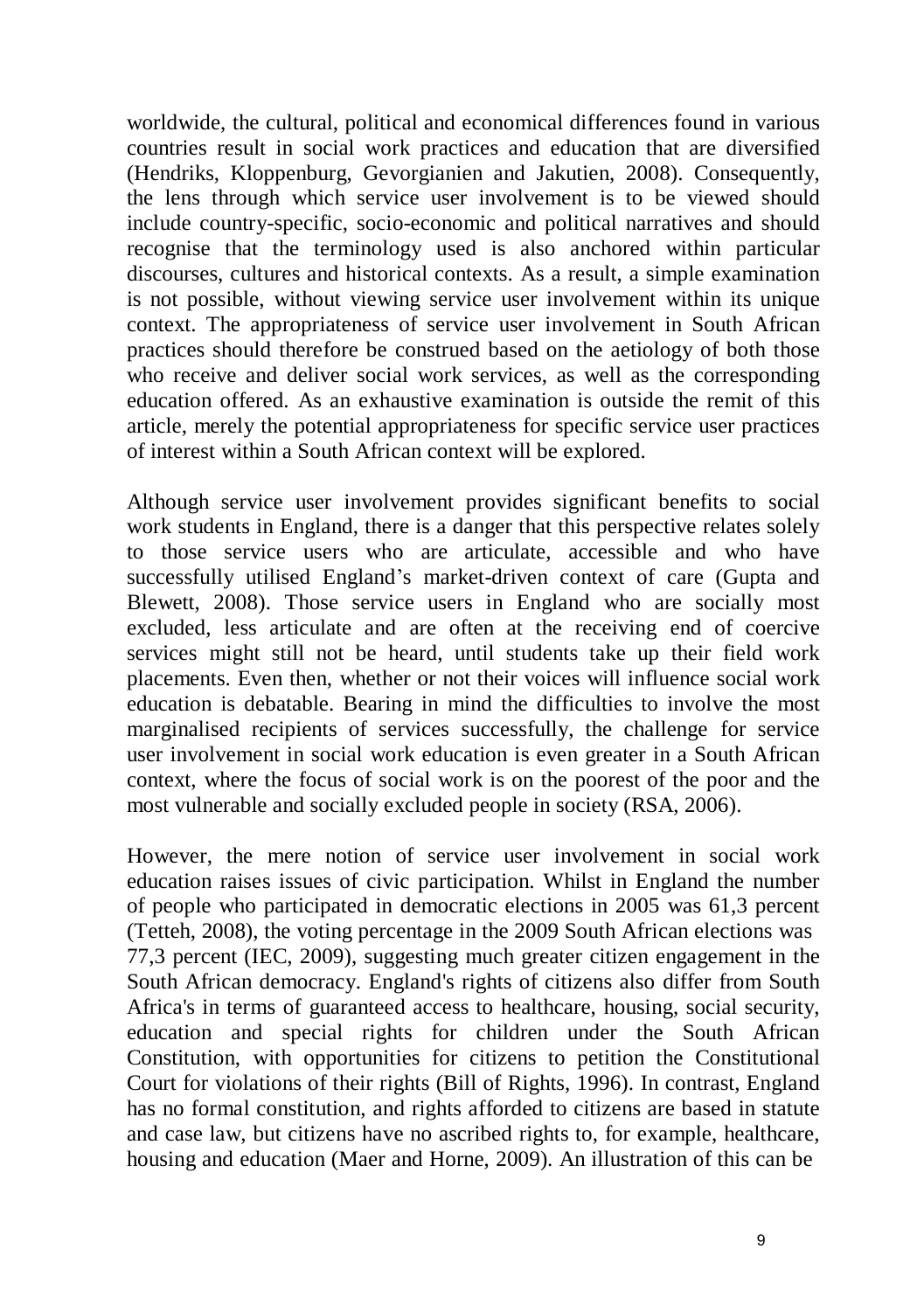worldwide, the cultural, political and economical differences found in various countries result in social work practices and education that are diversified (Hendriks, Kloppenburg, Gevorgianien and Jakutien, 2008). Consequently, the lens through which service user involvement is to be viewed should include country-specific, socio-economic and political narratives and should recognise that the terminology used is also anchored within particular discourses, cultures and historical contexts. As a result, a simple examination is not possible, without viewing service user involvement within its unique context. The appropriateness of service user involvement in South African practices should therefore be construed based on the aetiology of both those who receive and deliver social work services, as well as the corresponding education offered. As an exhaustive examination is outside the remit of this article, merely the potential appropriateness for specific service user practices of interest within a South African context will be explored.

Although service user involvement provides significant benefits to social work students in England, there is a danger that this perspective relates solely to those service users who are articulate, accessible and who have successfully utilised England's market-driven context of care (Gupta and Blewett, 2008). Those service users in England who are socially most excluded, less articulate and are often at the receiving end of coercive services might still not be heard, until students take up their field work placements. Even then, whether or not their voices will influence social work education is debatable. Bearing in mind the difficulties to involve the most marginalised recipients of services successfully, the challenge for service user involvement in social work education is even greater in a South African context, where the focus of social work is on the poorest of the poor and the most vulnerable and socially excluded people in society (RSA, 2006).

However, the mere notion of service user involvement in social work education raises issues of civic participation. Whilst in England the number of people who participated in democratic elections in 2005 was 61,3 percent (Tetteh, 2008), the voting percentage in the 2009 South African elections was 77,3 percent (IEC, 2009), suggesting much greater citizen engagement in the South African democracy. England's rights of citizens also differ from South Africa's in terms of guaranteed access to healthcare, housing, social security, education and special rights for children under the South African Constitution, with opportunities for citizens to petition the Constitutional Court for violations of their rights (Bill of Rights, 1996). In contrast, England has no formal constitution, and rights afforded to citizens are based in statute and case law, but citizens have no ascribed rights to, for example, healthcare, housing and education (Maer and Horne, 2009). An illustration of this can be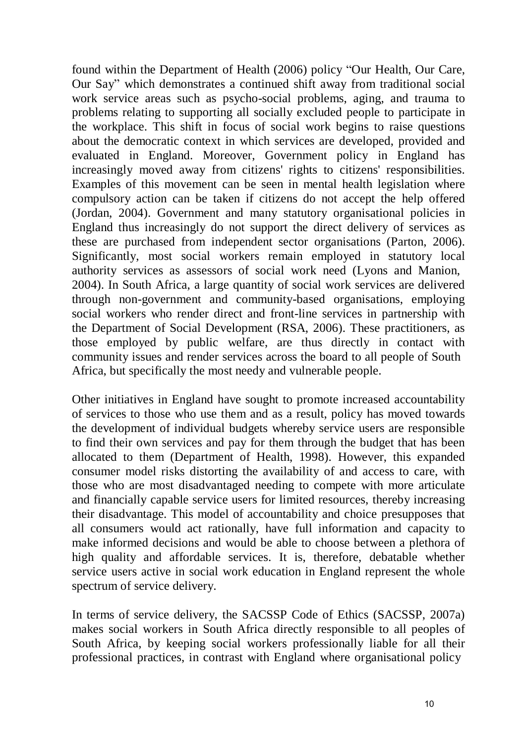found within the Department of Health (2006) policy "Our Health, Our Care, Our Say" which demonstrates a continued shift away from traditional social work service areas such as psycho-social problems, aging, and trauma to problems relating to supporting all socially excluded people to participate in the workplace. This shift in focus of social work begins to raise questions about the democratic context in which services are developed, provided and evaluated in England. Moreover, Government policy in England has increasingly moved away from citizens' rights to citizens' responsibilities. Examples of this movement can be seen in mental health legislation where compulsory action can be taken if citizens do not accept the help offered (Jordan, 2004). Government and many statutory organisational policies in England thus increasingly do not support the direct delivery of services as these are purchased from independent sector organisations (Parton, 2006). Significantly, most social workers remain employed in statutory local authority services as assessors of social work need (Lyons and Manion, 2004). In South Africa, a large quantity of social work services are delivered through non-government and community-based organisations, employing social workers who render direct and front-line services in partnership with the Department of Social Development (RSA, 2006). These practitioners, as those employed by public welfare, are thus directly in contact with community issues and render services across the board to all people of South Africa, but specifically the most needy and vulnerable people.

Other initiatives in England have sought to promote increased accountability of services to those who use them and as a result, policy has moved towards the development of individual budgets whereby service users are responsible to find their own services and pay for them through the budget that has been allocated to them (Department of Health, 1998). However, this expanded consumer model risks distorting the availability of and access to care, with those who are most disadvantaged needing to compete with more articulate and financially capable service users for limited resources, thereby increasing their disadvantage. This model of accountability and choice presupposes that all consumers would act rationally, have full information and capacity to make informed decisions and would be able to choose between a plethora of high quality and affordable services. It is, therefore, debatable whether service users active in social work education in England represent the whole spectrum of service delivery.

In terms of service delivery, the SACSSP Code of Ethics (SACSSP, 2007a) makes social workers in South Africa directly responsible to all peoples of South Africa, by keeping social workers professionally liable for all their professional practices, in contrast with England where organisational policy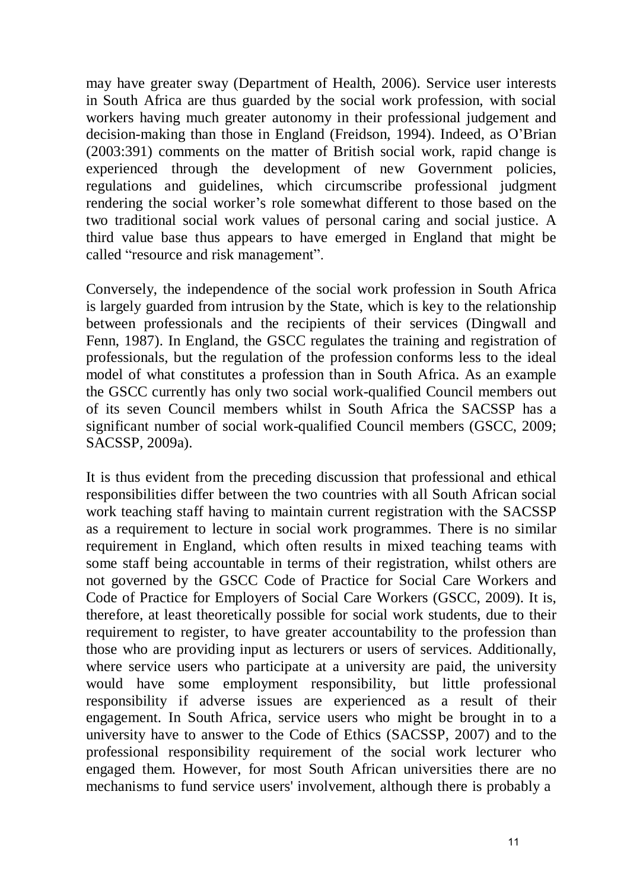may have greater sway (Department of Health, 2006). Service user interests in South Africa are thus guarded by the social work profession, with social workers having much greater autonomy in their professional judgement and decision-making than those in England (Freidson, 1994). Indeed, as O'Brian (2003:391) comments on the matter of British social work, rapid change is experienced through the development of new Government policies, regulations and guidelines, which circumscribe professional judgment rendering the social worker's role somewhat different to those based on the two traditional social work values of personal caring and social justice. A third value base thus appears to have emerged in England that might be called "resource and risk management".

Conversely, the independence of the social work profession in South Africa is largely guarded from intrusion by the State, which is key to the relationship between professionals and the recipients of their services (Dingwall and Fenn, 1987). In England, the GSCC regulates the training and registration of professionals, but the regulation of the profession conforms less to the ideal model of what constitutes a profession than in South Africa. As an example the GSCC currently has only two social work-qualified Council members out of its seven Council members whilst in South Africa the SACSSP has a significant number of social work-qualified Council members (GSCC, 2009; SACSSP, 2009a).

It is thus evident from the preceding discussion that professional and ethical responsibilities differ between the two countries with all South African social work teaching staff having to maintain current registration with the SACSSP as a requirement to lecture in social work programmes. There is no similar requirement in England, which often results in mixed teaching teams with some staff being accountable in terms of their registration, whilst others are not governed by the GSCC Code of Practice for Social Care Workers and Code of Practice for Employers of Social Care Workers (GSCC, 2009). It is, therefore, at least theoretically possible for social work students, due to their requirement to register, to have greater accountability to the profession than those who are providing input as lecturers or users of services. Additionally, where service users who participate at a university are paid, the university would have some employment responsibility, but little professional responsibility if adverse issues are experienced as a result of their engagement. In South Africa, service users who might be brought in to a university have to answer to the Code of Ethics (SACSSP, 2007) and to the professional responsibility requirement of the social work lecturer who engaged them. However, for most South African universities there are no mechanisms to fund service users' involvement, although there is probably a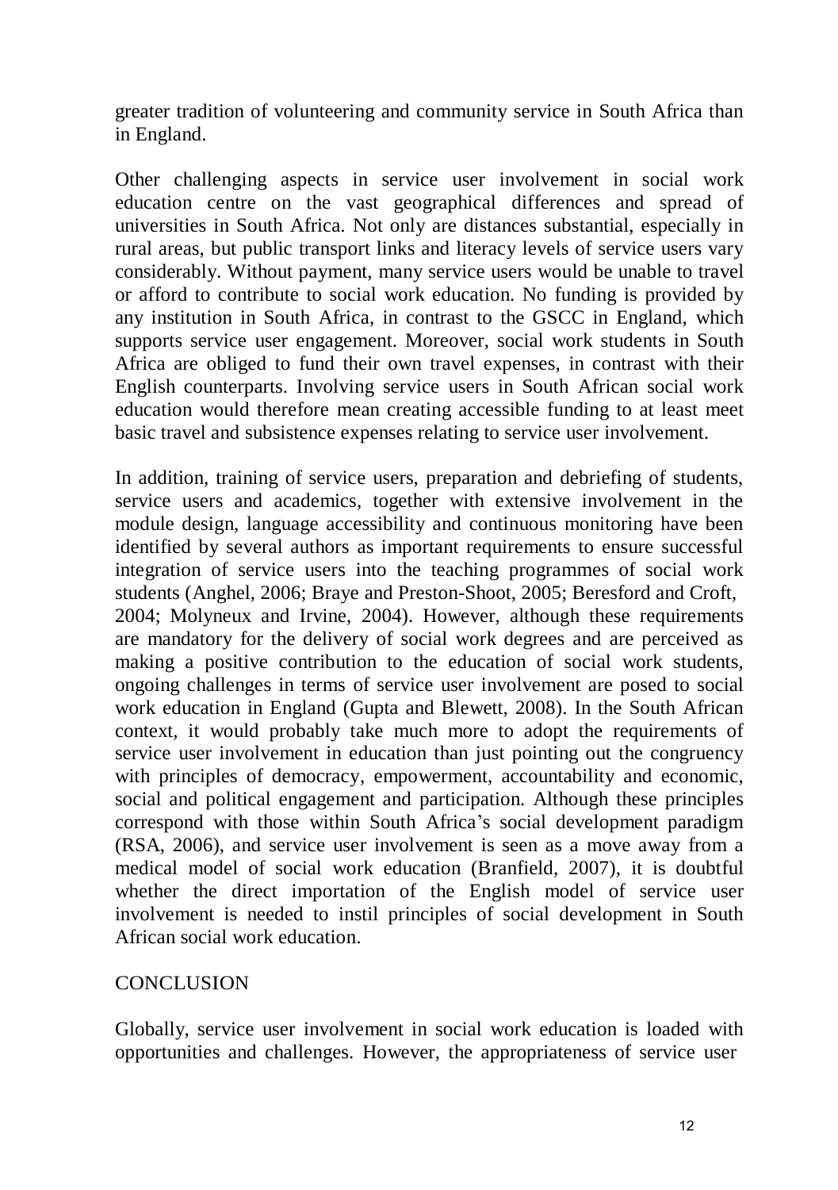greater tradition of volunteering and community service in South Africa than in England.

Other challenging aspects in service user involvement in social work education centre on the vast geographical differences and spread of universities in South Africa. Not only are distances substantial, especially in rural areas, but public transport links and literacy levels of service users vary considerably. Without payment, many service users would be unable to travel or afford to contribute to social work education. No funding is provided by any institution in South Africa, in contrast to the GSCC in England, which supports service user engagement. Moreover, social work students in South Africa are obliged to fund their own travel expenses, in contrast with their English counterparts. Involving service users in South African social work education would therefore mean creating accessible funding to at least meet basic travel and subsistence expenses relating to service user involvement.

In addition, training of service users, preparation and debriefing of students, service users and academics, together with extensive involvement in the module design, language accessibility and continuous monitoring have been identified by several authors as important requirements to ensure successful integration of service users into the teaching programmes of social work students (Anghel, 2006; Braye and Preston-Shoot, 2005; Beresford and Croft, 2004; Molyneux and Irvine, 2004). However, although these requirements are mandatory for the delivery of social work degrees and are perceived as making a positive contribution to the education of social work students, ongoing challenges in terms of service user involvement are posed to social work education in England (Gupta and Blewett, 2008). In the South African context, it would probably take much more to adopt the requirements of service user involvement in education than just pointing out the congruency with principles of democracy, empowerment, accountability and economic, social and political engagement and participation. Although these principles correspond with those within South Africa's social development paradigm (RSA, 2006), and service user involvement is seen as a move away from a medical model of social work education (Branfield, 2007), it is doubtful whether the direct importation of the English model of service user involvement is needed to instil principles of social development in South African social work education.

## CONCLUSION

Globally, service user involvement in social work education is loaded with opportunities and challenges. However, the appropriateness of service user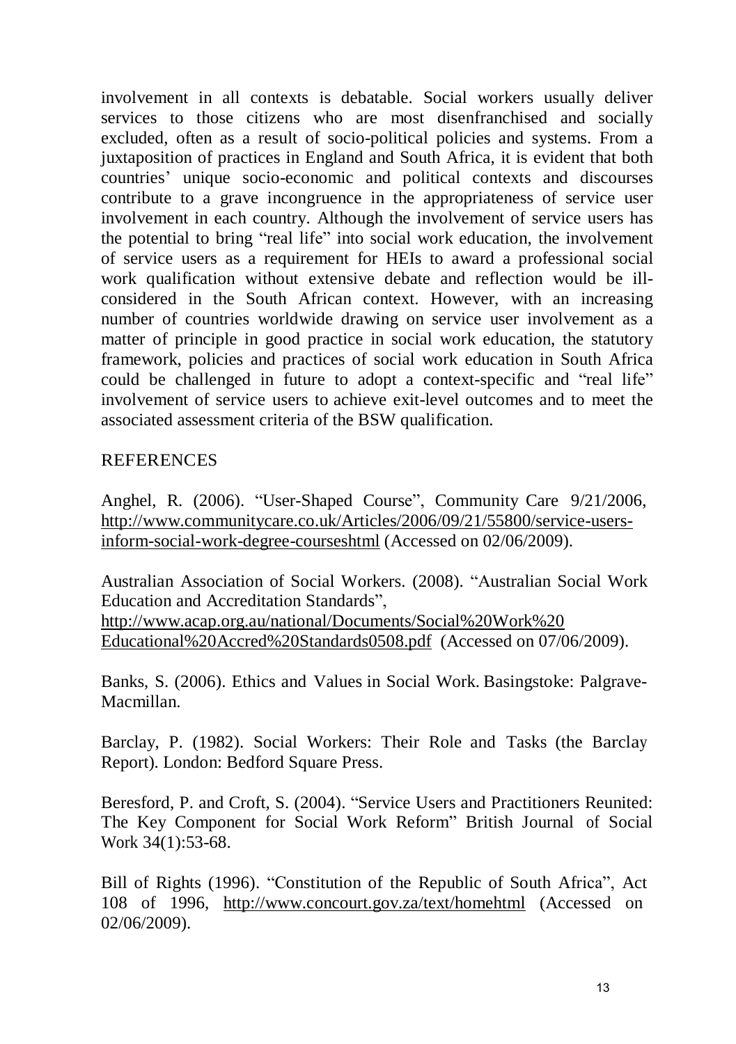involvement in all contexts is debatable. Social workers usually deliver services to those citizens who are most disenfranchised and socially excluded, often as a result of socio-political policies and systems. From a juxtaposition of practices in England and South Africa, it is evident that both countries' unique socio-economic and political contexts and discourses contribute to a grave incongruence in the appropriateness of service user involvement in each country. Although the involvement of service users has the potential to bring "real life" into social work education, the involvement of service users as a requirement for HEIs to award a professional social work qualification without extensive debate and reflection would be ill-considered in the South African context. However, with an increasing number of countries worldwide drawing on service user involvement as a matter of principle in good practice in social work education, the statutory framework, policies and practices of social work education in South Africa could be challenged in future to adopt a context-specific and "real life" involvement of service users to achieve exit-level outcomes and to meet the associated assessment criteria of the BSW qualification.

## REFERENCES

Anghel, R. (2006). "User-Shaped Course", Community Care 9/21/2006, http://www.communitycare.co.uk/Articles/2006/09/21/55800/service-users-inform-social-work-degree-courseshtml (Accessed on 02/06/2009).

Australian Association of Social Workers. (2008). "Australian Social Work Education and Accreditation Standards", http://www.acap.org.au/national/Documents/Social%20Work%20 Educational%20Accred%20Standards0508.pdf (Accessed on 07/06/2009).

Banks, S. (2006). Ethics and Values in Social Work. Basingstoke: Palgrave-Macmillan.

Barclay, P. (1982). Social Workers: Their Role and Tasks (the Barclay Report). London: Bedford Square Press.

Beresford, P. and Croft, S. (2004). "Service Users and Practitioners Reunited: The Key Component for Social Work Reform" British Journal of Social Work 34(1):53-68.

Bill of Rights (1996). "Constitution of the Republic of South Africa", Act 108 of 1996, http://www.concourt.gov.za/text/homehtml (Accessed on 02/06/2009).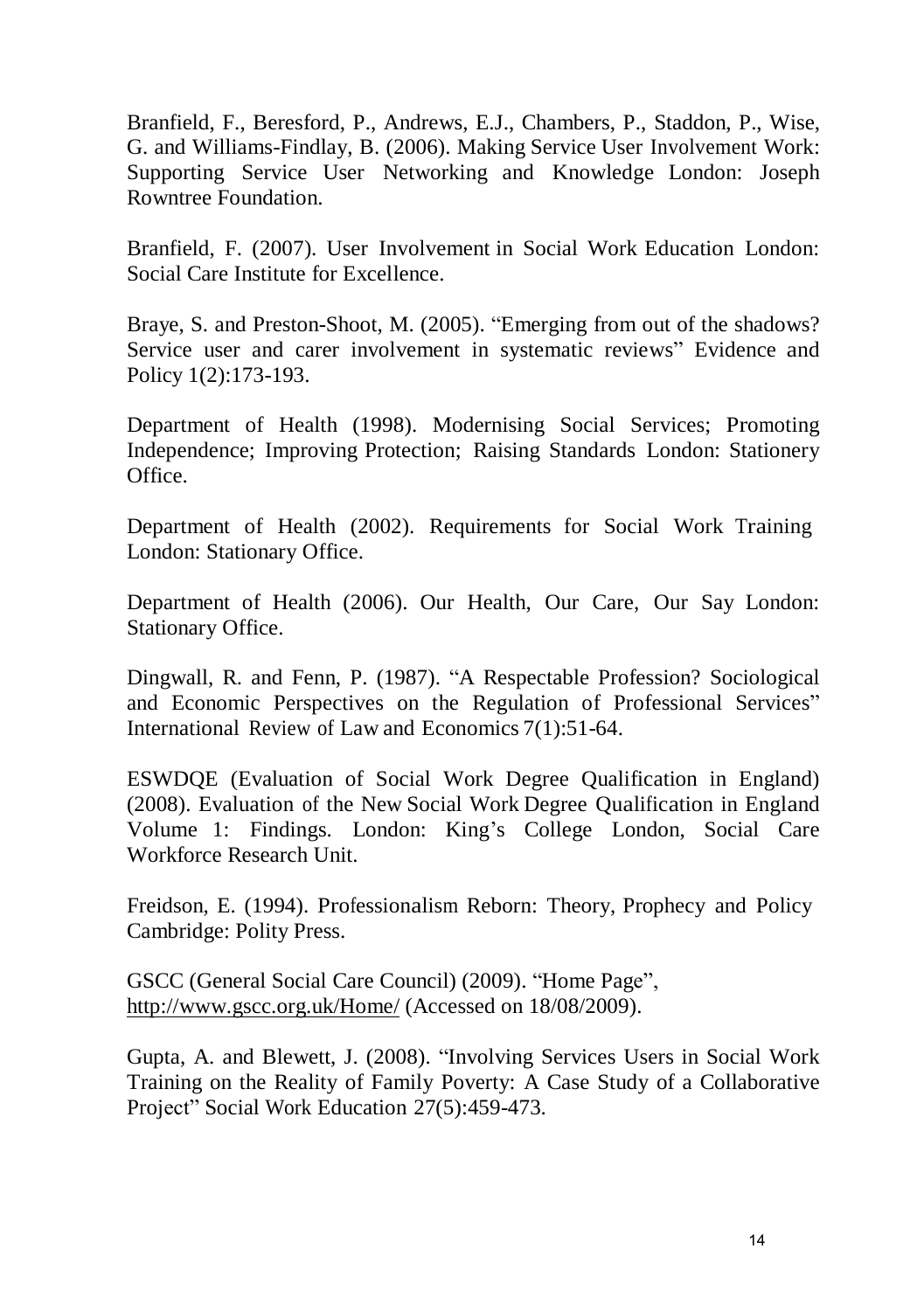Branfield, F., Beresford, P., Andrews, E.J., Chambers, P., Staddon, P., Wise, G. and Williams-Findlay, B. (2006). Making Service User Involvement Work: Supporting Service User Networking and Knowledge London: Joseph Rowntree Foundation.

Branfield, F. (2007). User Involvement in Social Work Education London: Social Care Institute for Excellence.

Braye, S. and Preston-Shoot, M. (2005). "Emerging from out of the shadows? Service user and carer involvement in systematic reviews" Evidence and Policy 1(2):173-193.

Department of Health (1998). Modernising Social Services; Promoting Independence; Improving Protection; Raising Standards London: Stationery Office.

Department of Health (2002). Requirements for Social Work Training London: Stationary Office.

Department of Health (2006). Our Health, Our Care, Our Say London: Stationary Office.

Dingwall, R. and Fenn, P. (1987). "A Respectable Profession? Sociological and Economic Perspectives on the Regulation of Professional Services" International Review of Law and Economics 7(1):51-64.

ESWDQE (Evaluation of Social Work Degree Qualification in England) (2008). Evaluation of the New Social Work Degree Qualification in England Volume 1: Findings. London: King's College London, Social Care Workforce Research Unit.

Freidson, E. (1994). Professionalism Reborn: Theory, Prophecy and Policy Cambridge: Polity Press.

GSCC (General Social Care Council) (2009). "Home Page", http://www.gscc.org.uk/Home/ (Accessed on 18/08/2009).

Gupta, A. and Blewett, J. (2008). "Involving Services Users in Social Work Training on the Reality of Family Poverty: A Case Study of a Collaborative Project" Social Work Education 27(5):459-473.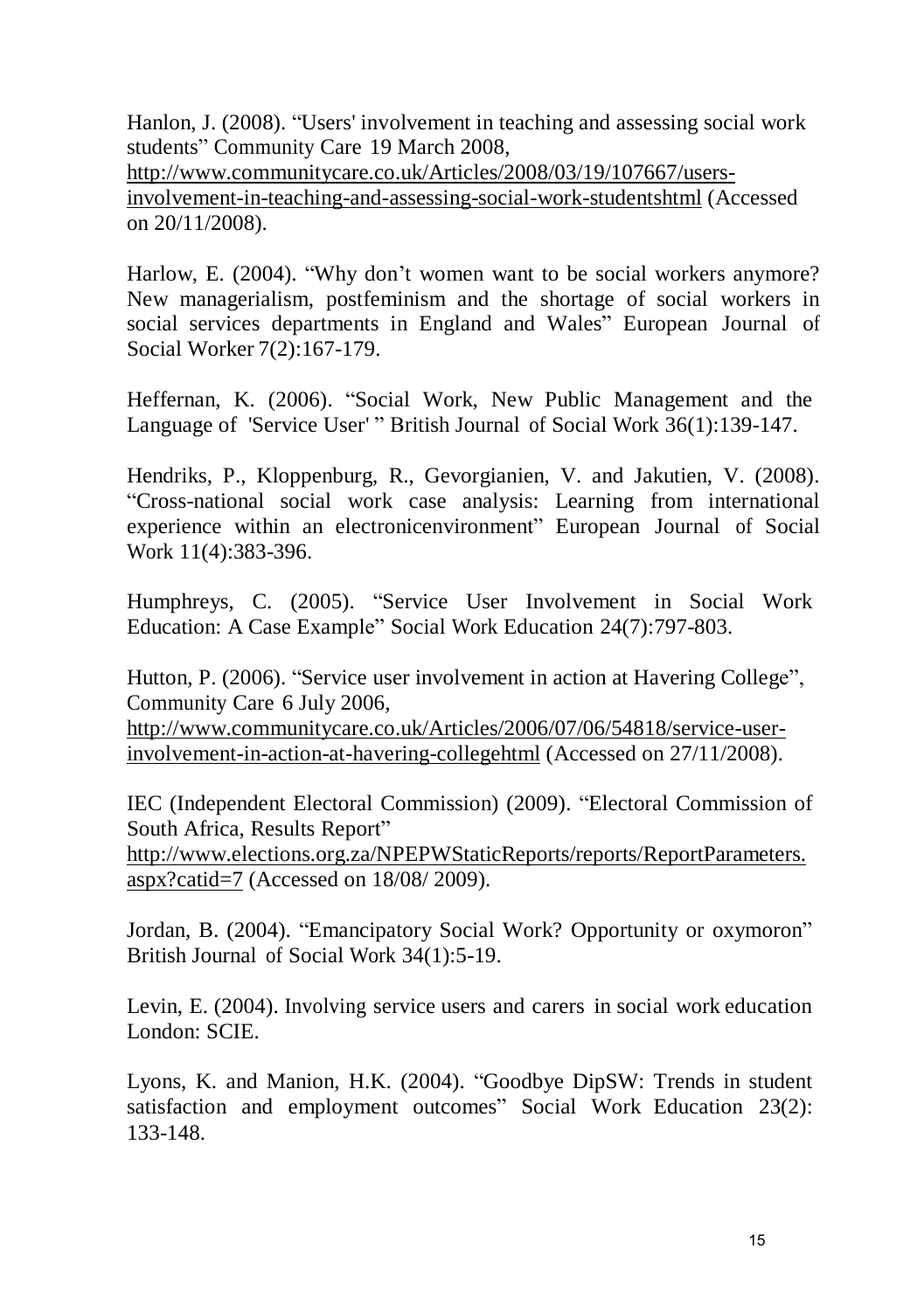Hanlon, J. (2008). “Users' involvement in teaching and assessing social work students” Community Care 19 March 2008, http://www.communitycare.co.uk/Articles/2008/03/19/107667/users-involvement-in-teaching-and-assessing-social-work-studentshtml (Accessed on 20/11/2008).

Harlow, E. (2004). “Why don’t women want to be social workers anymore? New managerialism, postfeminism and the shortage of social workers in social services departments in England and Wales” European Journal of Social Worker 7(2):167-179.

Heffernan, K. (2006). “Social Work, New Public Management and the Language of 'Service User' ” British Journal of Social Work 36(1):139-147.

Hendriks, P., Kloppenburg, R., Gevorgianien, V. and Jakutien, V. (2008). “Cross-national social work case analysis: Learning from international experience within an electronicenvironment” European Journal of Social Work 11(4):383-396.

Humphreys, C. (2005). “Service User Involvement in Social Work Education: A Case Example” Social Work Education 24(7):797-803.

Hutton, P. (2006). “Service user involvement in action at Havering College”, Community Care 6 July 2006, http://www.communitycare.co.uk/Articles/2006/07/06/54818/service-user-involvement-in-action-at-havering-collegehtml (Accessed on 27/11/2008).

IEC (Independent Electoral Commission) (2009). “Electoral Commission of South Africa, Results Report” http://www.elections.org.za/NPEPWStaticReports/reports/ReportParameters.aspx?catid=7 (Accessed on 18/08/ 2009).

Jordan, B. (2004). “Emancipatory Social Work? Opportunity or oxymoron” British Journal of Social Work 34(1):5-19.

Levin, E. (2004). Involving service users and carers in social work education London: SCIE.

Lyons, K. and Manion, H.K. (2004). “Goodbye DipSW: Trends in student satisfaction and employment outcomes” Social Work Education 23(2): 133-148.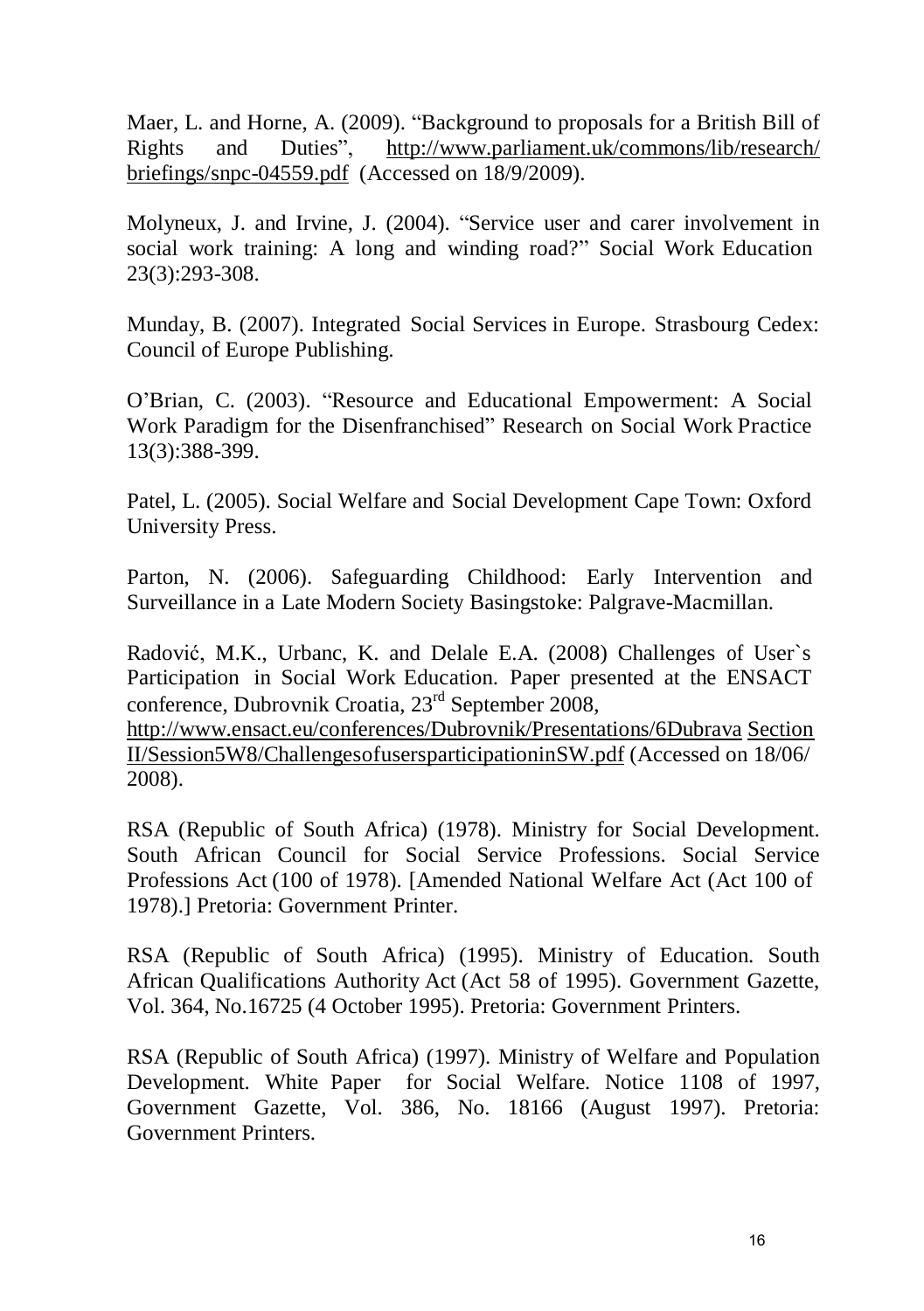Maer, L. and Horne, A. (2009). “Background to proposals for a British Bill of Rights and Duties”, http://www.parliament.uk/commons/lib/research/briefings/snpc-04559.pdf (Accessed on 18/9/2009).

Molyneux, J. and Irvine, J. (2004). “Service user and carer involvement in social work training: A long and winding road?” Social Work Education 23(3):293-308.

Munday, B. (2007). Integrated Social Services in Europe. Strasbourg Cedex: Council of Europe Publishing.

O’Brian, C. (2003). “Resource and Educational Empowerment: A Social Work Paradigm for the Disenfranchised” Research on Social Work Practice 13(3):388-399.

Patel, L. (2005). Social Welfare and Social Development Cape Town: Oxford University Press.

Parton, N. (2006). Safeguarding Childhood: Early Intervention and Surveillance in a Late Modern Society Basingstoke: Palgrave-Macmillan.

Radović, M.K., Urbanc, K. and Delale E.A. (2008) Challenges of User`s Participation in Social Work Education. Paper presented at the ENSACT conference, Dubrovnik Croatia, 23rd September 2008, http://www.ensact.eu/conferences/Dubrovnik/Presentations/6Dubrava Section II/Session5W8/ChallengesofusersparticipationinSW.pdf (Accessed on 18/06/2008).

RSA (Republic of South Africa) (1978). Ministry for Social Development. South African Council for Social Service Professions. Social Service Professions Act (100 of 1978). [Amended National Welfare Act (Act 100 of 1978).] Pretoria: Government Printer.

RSA (Republic of South Africa) (1995). Ministry of Education. South African Qualifications Authority Act (Act 58 of 1995). Government Gazette, Vol. 364, No.16725 (4 October 1995). Pretoria: Government Printers.

RSA (Republic of South Africa) (1997). Ministry of Welfare and Population Development. White Paper for Social Welfare. Notice 1108 of 1997, Government Gazette, Vol. 386, No. 18166 (August 1997). Pretoria: Government Printers.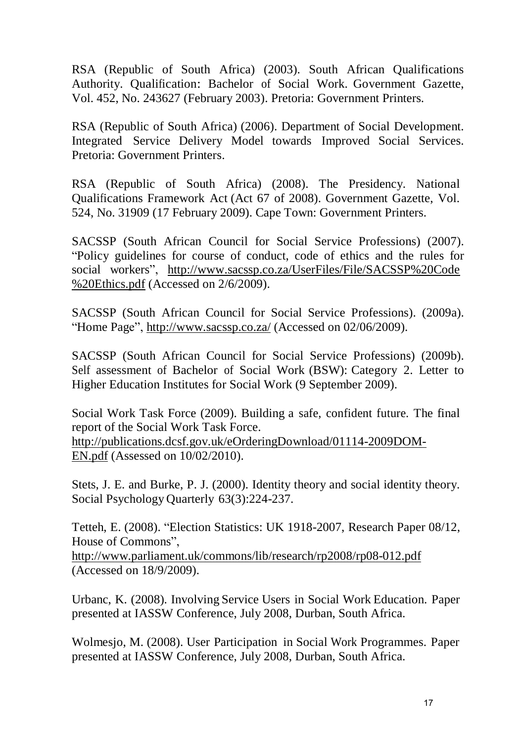RSA (Republic of South Africa) (2003). South African Qualifications Authority. Qualification: Bachelor of Social Work. Government Gazette, Vol. 452, No. 243627 (February 2003). Pretoria: Government Printers.

RSA (Republic of South Africa) (2006). Department of Social Development. Integrated Service Delivery Model towards Improved Social Services. Pretoria: Government Printers.

RSA (Republic of South Africa) (2008). The Presidency. National Qualifications Framework Act (Act 67 of 2008). Government Gazette, Vol. 524, No. 31909 (17 February 2009). Cape Town: Government Printers.

SACSSP (South African Council for Social Service Professions) (2007). "Policy guidelines for course of conduct, code of ethics and the rules for social workers", http://www.sacssp.co.za/UserFiles/File/SACSSP%20Code%20Ethics.pdf (Accessed on 2/6/2009).

SACSSP (South African Council for Social Service Professions). (2009a). "Home Page", http://www.sacssp.co.za/ (Accessed on 02/06/2009).

SACSSP (South African Council for Social Service Professions) (2009b). Self assessment of Bachelor of Social Work (BSW): Category 2. Letter to Higher Education Institutes for Social Work (9 September 2009).

Social Work Task Force (2009). Building a safe, confident future. The final report of the Social Work Task Force. http://publications.dcsf.gov.uk/eOrderingDownload/01114-2009DOM-EN.pdf (Assessed on 10/02/2010).

Stets, J. E. and Burke, P. J. (2000). Identity theory and social identity theory. Social Psychology Quarterly 63(3):224-237.

Tetteh, E. (2008). "Election Statistics: UK 1918-2007, Research Paper 08/12, House of Commons", http://www.parliament.uk/commons/lib/research/rp2008/rp08-012.pdf (Accessed on 18/9/2009).

Urbanc, K. (2008). Involving Service Users in Social Work Education. Paper presented at IASSW Conference, July 2008, Durban, South Africa.

Wolmesjo, M. (2008). User Participation in Social Work Programmes. Paper presented at IASSW Conference, July 2008, Durban, South Africa.